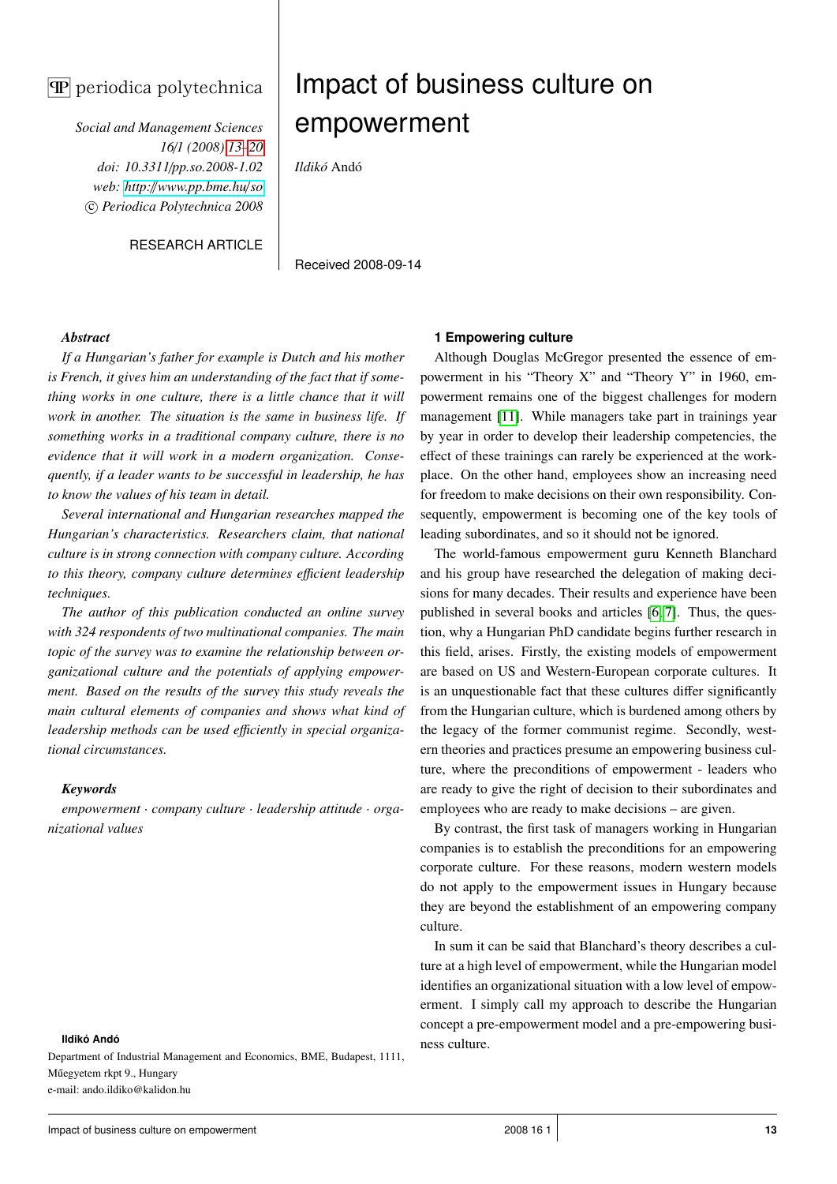# Impact of business culture on empowerment

*Ildikó* Andó

RESEARCH ARTICLE

Received 2008-09-14

### *Abstract*

*If a Hungarian's father for example is Dutch and his mother is French, it gives him an understanding of the fact that if something works in one culture, there is a little chance that it will work in another. The situation is the same in business life. If something works in a traditional company culture, there is no evidence that it will work in a modern organization. Consequently, if a leader wants to be successful in leadership, he has to know the values of his team in detail.*

*Several international and Hungarian researches mapped the Hungarian's characteristics. Researchers claim, that national culture is in strong connection with company culture. According to this theory, company culture determines efficient leadership techniques.*

*The author of this publication conducted an online survey with 324 respondents of two multinational companies. The main topic of the survey was to examine the relationship between organizational culture and the potentials of applying empowerment. Based on the results of the survey this study reveals the main cultural elements of companies and shows what kind of leadership methods can be used efficiently in special organizational circumstances.*

### *Keywords*

*empowerment · company culture · leadership attitude · organizational values*

**Ildikó Andó**

Department of Industrial Management and Economics, BME, Budapest, 1111, Műegyetem rkpt 9., Hungary
e-mail: ando.ildiko@kalidon.hu

## 1 Empowering culture

Although Douglas McGregor presented the essence of empowerment in his "Theory X" and "Theory Y" in 1960, empowerment remains one of the biggest challenges for modern management [11]. While managers take part in trainings year by year in order to develop their leadership competencies, the effect of these trainings can rarely be experienced at the workplace. On the other hand, employees show an increasing need for freedom to make decisions on their own responsibility. Consequently, empowerment is becoming one of the key tools of leading subordinates, and so it should not be ignored.

The world-famous empowerment guru Kenneth Blanchard and his group have researched the delegation of making decisions for many decades. Their results and experience have been published in several books and articles [6, 7]. Thus, the question, why a Hungarian PhD candidate begins further research in this field, arises. Firstly, the existing models of empowerment are based on US and Western-European corporate cultures. It is an unquestionable fact that these cultures differ significantly from the Hungarian culture, which is burdened among others by the legacy of the former communist regime. Secondly, western theories and practices presume an empowering business culture, where the preconditions of empowerment - leaders who are ready to give the right of decision to their subordinates and employees who are ready to make decisions – are given.

By contrast, the first task of managers working in Hungarian companies is to establish the preconditions for an empowering corporate culture. For these reasons, modern western models do not apply to the empowerment issues in Hungary because they are beyond the establishment of an empowering company culture.

In sum it can be said that Blanchard's theory describes a culture at a high level of empowerment, while the Hungarian model identifies an organizational situation with a low level of empowerment. I simply call my approach to describe the Hungarian concept a pre-empowerment model and a pre-empowering business culture.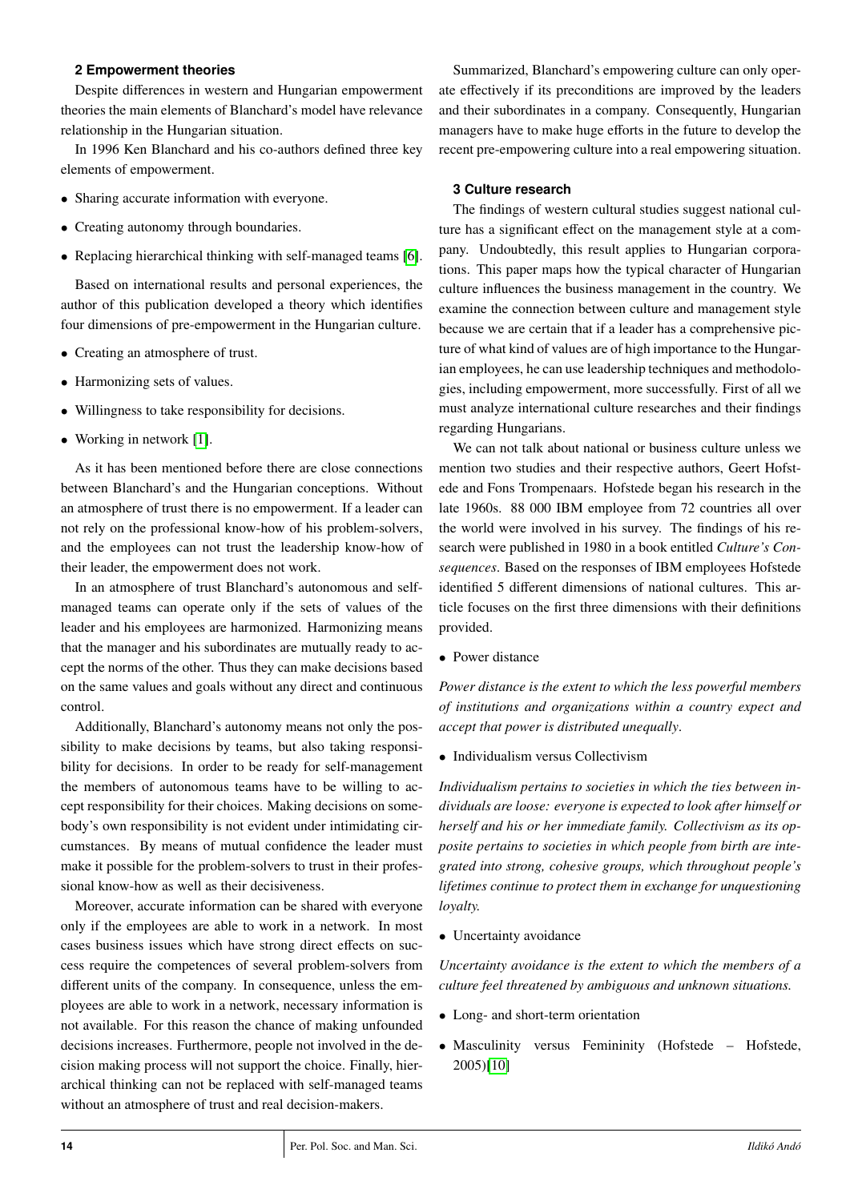## 2 Empowerment theories

Despite differences in western and Hungarian empowerment theories the main elements of Blanchard's model have relevance relationship in the Hungarian situation.

In 1996 Ken Blanchard and his co-authors defined three key elements of empowerment.

- Sharing accurate information with everyone.
- Creating autonomy through boundaries.
- Replacing hierarchical thinking with self-managed teams [6].

Based on international results and personal experiences, the author of this publication developed a theory which identifies four dimensions of pre-empowerment in the Hungarian culture.

- Creating an atmosphere of trust.
- Harmonizing sets of values.
- Willingness to take responsibility for decisions.
- Working in network [1].

As it has been mentioned before there are close connections between Blanchard's and the Hungarian conceptions. Without an atmosphere of trust there is no empowerment. If a leader can not rely on the professional know-how of his problem-solvers, and the employees can not trust the leadership know-how of their leader, the empowerment does not work.

In an atmosphere of trust Blanchard's autonomous and self-managed teams can operate only if the sets of values of the leader and his employees are harmonized. Harmonizing means that the manager and his subordinates are mutually ready to accept the norms of the other. Thus they can make decisions based on the same values and goals without any direct and continuous control.

Additionally, Blanchard's autonomy means not only the possibility to make decisions by teams, but also taking responsibility for decisions. In order to be ready for self-management the members of autonomous teams have to be willing to accept responsibility for their choices. Making decisions on somebody's own responsibility is not evident under intimidating circumstances. By means of mutual confidence the leader must make it possible for the problem-solvers to trust in their professional know-how as well as their decisiveness.

Moreover, accurate information can be shared with everyone only if the employees are able to work in a network. In most cases business issues which have strong direct effects on success require the competences of several problem-solvers from different units of the company. In consequence, unless the employees are able to work in a network, necessary information is not available. For this reason the chance of making unfounded decisions increases. Furthermore, people not involved in the decision making process will not support the choice. Finally, hierarchical thinking can not be replaced with self-managed teams without an atmosphere of trust and real decision-makers.

Summarized, Blanchard's empowering culture can only operate effectively if its preconditions are improved by the leaders and their subordinates in a company. Consequently, Hungarian managers have to make huge efforts in the future to develop the recent pre-empowering culture into a real empowering situation.

## 3 Culture research

The findings of western cultural studies suggest national culture has a significant effect on the management style at a company. Undoubtedly, this result applies to Hungarian corporations. This paper maps how the typical character of Hungarian culture influences the business management in the country. We examine the connection between culture and management style because we are certain that if a leader has a comprehensive picture of what kind of values are of high importance to the Hungarian employees, he can use leadership techniques and methodologies, including empowerment, more successfully. First of all we must analyze international culture researches and their findings regarding Hungarians.

We can not talk about national or business culture unless we mention two studies and their respective authors, Geert Hofstede and Fons Trompenaars. Hofstede began his research in the late 1960s. 88 000 IBM employee from 72 countries all over the world were involved in his survey. The findings of his research were published in 1980 in a book entitled *Culture's Consequences*. Based on the responses of IBM employees Hofstede identified 5 different dimensions of national cultures. This article focuses on the first three dimensions with their definitions provided.

- Power distance

*Power distance is the extent to which the less powerful members of institutions and organizations within a country expect and accept that power is distributed unequally*.

- Individualism versus Collectivism

*Individualism pertains to societies in which the ties between individuals are loose: everyone is expected to look after himself or herself and his or her immediate family. Collectivism as its opposite pertains to societies in which people from birth are integrated into strong, cohesive groups, which throughout people's lifetimes continue to protect them in exchange for unquestioning loyalty.*

- Uncertainty avoidance

*Uncertainty avoidance is the extent to which the members of a culture feel threatened by ambiguous and unknown situations.*

- Long- and short-term orientation
- Masculinity versus Femininity (Hofstede – Hofstede, 2005)[10]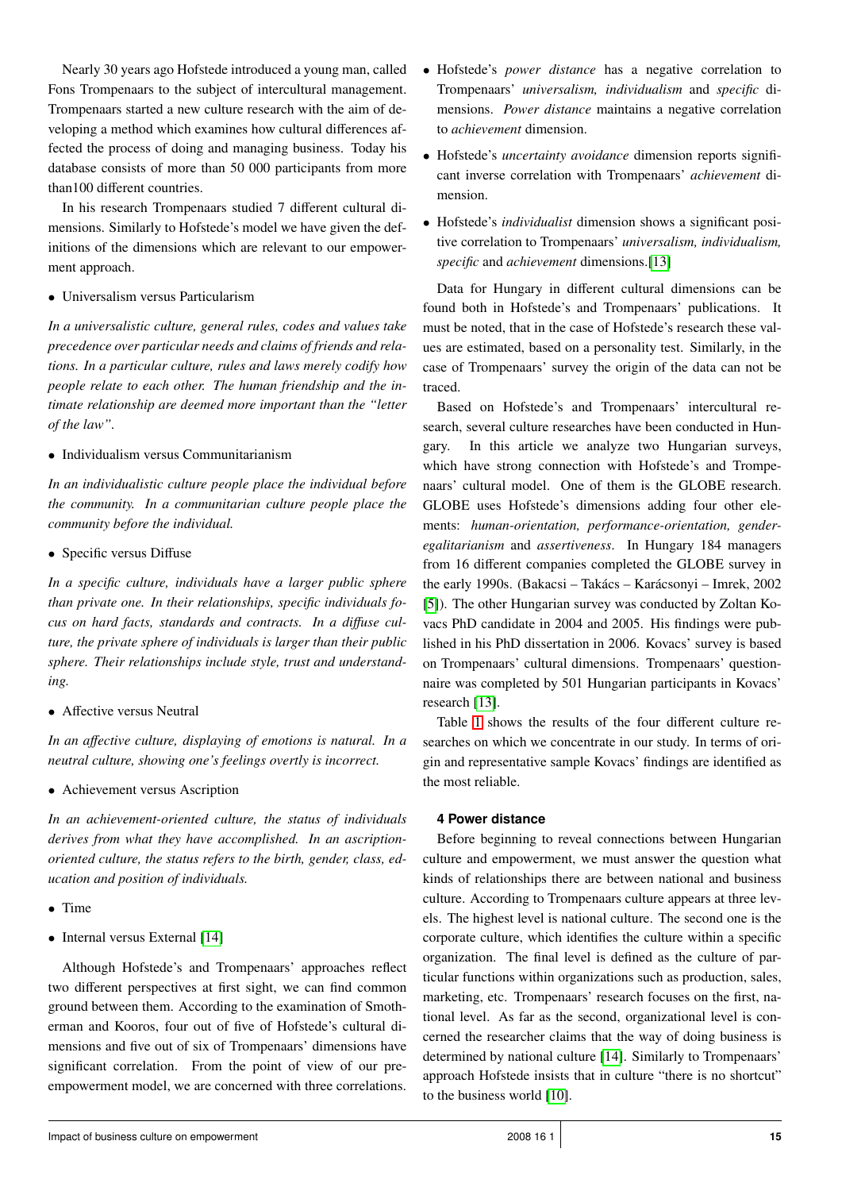Nearly 30 years ago Hofstede introduced a young man, called Fons Trompenaars to the subject of intercultural management. Trompenaars started a new culture research with the aim of developing a method which examines how cultural differences affected the process of doing and managing business. Today his database consists of more than 50 000 participants from more than100 different countries.

In his research Trompenaars studied 7 different cultural dimensions. Similarly to Hofstede's model we have given the definitions of the dimensions which are relevant to our empowerment approach.

- Universalism versus Particularism

*In a universalistic culture, general rules, codes and values take precedence over particular needs and claims of friends and relations. In a particular culture, rules and laws merely codify how people relate to each other. The human friendship and the intimate relationship are deemed more important than the "letter of the law".*

- Individualism versus Communitarianism

*In an individualistic culture people place the individual before the community. In a communitarian culture people place the community before the individual.*

- Specific versus Diffuse

*In a specific culture, individuals have a larger public sphere than private one. In their relationships, specific individuals focus on hard facts, standards and contracts. In a diffuse culture, the private sphere of individuals is larger than their public sphere. Their relationships include style, trust and understanding.*

- Affective versus Neutral

*In an affective culture, displaying of emotions is natural. In a neutral culture, showing one's feelings overtly is incorrect.*

- Achievement versus Ascription

*In an achievement-oriented culture, the status of individuals derives from what they have accomplished. In an ascription-oriented culture, the status refers to the birth, gender, class, education and position of individuals.*

- Time
- Internal versus External [14]

Although Hofstede's and Trompenaars' approaches reflect two different perspectives at first sight, we can find common ground between them. According to the examination of Smotherman and Kooros, four out of five of Hofstede's cultural dimensions and five out of six of Trompenaars' dimensions have significant correlation. From the point of view of our pre-empowerment model, we are concerned with three correlations.

- Hofstede's *power distance* has a negative correlation to Trompenaars' *universalism, individualism* and *specific* dimensions. *Power distance* maintains a negative correlation to *achievement* dimension.
- Hofstede's *uncertainty avoidance* dimension reports significant inverse correlation with Trompenaars' *achievement* dimension.
- Hofstede's *individualist* dimension shows a significant positive correlation to Trompenaars' *universalism, individualism, specific* and *achievement* dimensions.[13]

Data for Hungary in different cultural dimensions can be found both in Hofstede's and Trompenaars' publications. It must be noted, that in the case of Hofstede's research these values are estimated, based on a personality test. Similarly, in the case of Trompenaars' survey the origin of the data can not be traced.

Based on Hofstede's and Trompenaars' intercultural research, several culture researches have been conducted in Hungary. In this article we analyze two Hungarian surveys, which have strong connection with Hofstede's and Trompenaars' cultural model. One of them is the GLOBE research. GLOBE uses Hofstede's dimensions adding four other elements: *human-orientation, performance-orientation, gender-egalitarianism* and *assertiveness*. In Hungary 184 managers from 16 different companies completed the GLOBE survey in the early 1990s. (Bakacsi – Takács – Karácsonyi – Imrek, 2002 [5]). The other Hungarian survey was conducted by Zoltan Kovacs PhD candidate in 2004 and 2005. His findings were published in his PhD dissertation in 2006. Kovacs' survey is based on Trompenaars' cultural dimensions. Trompenaars' questionnaire was completed by 501 Hungarian participants in Kovacs' research [13].

Table 1 shows the results of the four different culture researches on which we concentrate in our study. In terms of origin and representative sample Kovacs' findings are identified as the most reliable.

## 4 Power distance

Before beginning to reveal connections between Hungarian culture and empowerment, we must answer the question what kinds of relationships there are between national and business culture. According to Trompenaars culture appears at three levels. The highest level is national culture. The second one is the corporate culture, which identifies the culture within a specific organization. The final level is defined as the culture of particular functions within organizations such as production, sales, marketing, etc. Trompenaars' research focuses on the first, national level. As far as the second, organizational level is concerned the researcher claims that the way of doing business is determined by national culture [14]. Similarly to Trompenaars' approach Hofstede insists that in culture "there is no shortcut" to the business world [10].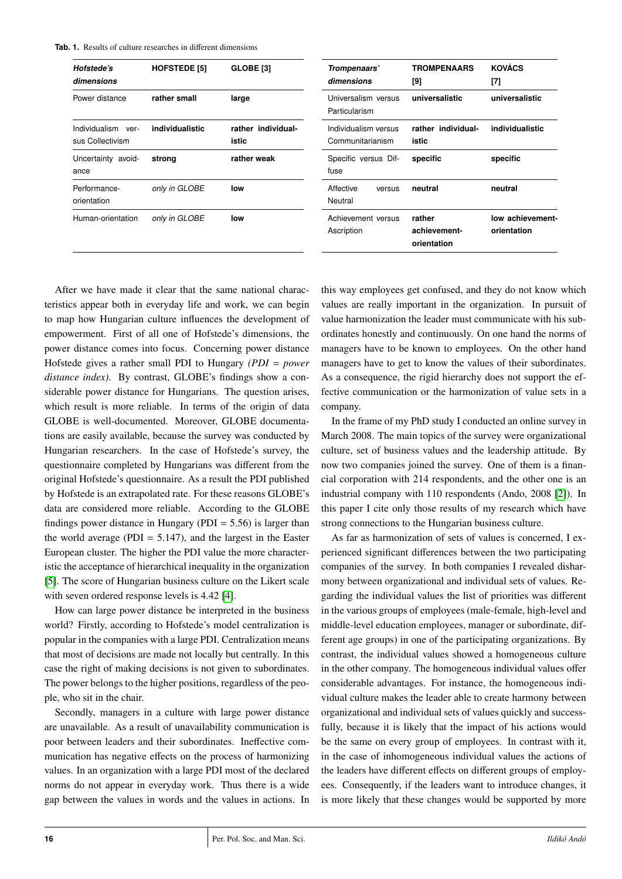**Tab. 1.** Results of culture researches in different dimensions

| *Hofstede's dimensions* | HOFSTEDE [5] | GLOBE [3] |
|---|---|---|
| Power distance | **rather small** | **large** |
| Individualism versus Collectivism | **individualistic** | **rather individualistic** |
| Uncertainty avoidance | **strong** | **rather weak** |
| Performance-orientation | *only in GLOBE* | **low** |
| Human-orientation | *only in GLOBE* | **low** |

| *Trompenaars' dimensions* | TROMPENAARS [9] | KOVÁCS [7] |
|---|---|---|
| Universalism versus Particularism | **universalistic** | **universalistic** |
| Individualism versus Communitarianism | **rather individualistic** | **individualistic** |
| Specific versus Diffuse | **specific** | **specific** |
| Affective versus Neutral | **neutral** | **neutral** |
| Achievement versus Ascription | **rather achievement-orientation** | **low achievement-orientation** |

After we have made it clear that the same national characteristics appear both in everyday life and work, we can begin to map how Hungarian culture influences the development of empowerment. First of all one of Hofstede's dimensions, the power distance comes into focus. Concerning power distance Hofstede gives a rather small PDI to Hungary *(PDI = power distance index)*. By contrast, GLOBE's findings show a considerable power distance for Hungarians. The question arises, which result is more reliable. In terms of the origin of data GLOBE is well-documented. Moreover, GLOBE documentations are easily available, because the survey was conducted by Hungarian researchers. In the case of Hofstede's survey, the questionnaire completed by Hungarians was different from the original Hofstede's questionnaire. As a result the PDI published by Hofstede is an extrapolated rate. For these reasons GLOBE's data are considered more reliable. According to the GLOBE findings power distance in Hungary (PDI = 5.56) is larger than the world average (PDI = 5.147), and the largest in the Easter European cluster. The higher the PDI value the more characteristic the acceptance of hierarchical inequality in the organization [5]. The score of Hungarian business culture on the Likert scale with seven ordered response levels is 4.42 [4].

How can large power distance be interpreted in the business world? Firstly, according to Hofstede's model centralization is popular in the companies with a large PDI. Centralization means that most of decisions are made not locally but centrally. In this case the right of making decisions is not given to subordinates. The power belongs to the higher positions, regardless of the people, who sit in the chair.

Secondly, managers in a culture with large power distance are unavailable. As a result of unavailability communication is poor between leaders and their subordinates. Ineffective communication has negative effects on the process of harmonizing values. In an organization with a large PDI most of the declared norms do not appear in everyday work. Thus there is a wide gap between the values in words and the values in actions. In this way employees get confused, and they do not know which values are really important in the organization. In pursuit of value harmonization the leader must communicate with his subordinates honestly and continuously. On one hand the norms of managers have to be known to employees. On the other hand managers have to get to know the values of their subordinates. As a consequence, the rigid hierarchy does not support the effective communication or the harmonization of value sets in a company.

In the frame of my PhD study I conducted an online survey in March 2008. The main topics of the survey were organizational culture, set of business values and the leadership attitude. By now two companies joined the survey. One of them is a financial corporation with 214 respondents, and the other one is an industrial company with 110 respondents (Ando, 2008 [2]). In this paper I cite only those results of my research which have strong connections to the Hungarian business culture.

As far as harmonization of sets of values is concerned, I experienced significant differences between the two participating companies of the survey. In both companies I revealed disharmony between organizational and individual sets of values. Regarding the individual values the list of priorities was different in the various groups of employees (male-female, high-level and middle-level education employees, manager or subordinate, different age groups) in one of the participating organizations. By contrast, the individual values showed a homogeneous culture in the other company. The homogeneous individual values offer considerable advantages. For instance, the homogeneous individual culture makes the leader able to create harmony between organizational and individual sets of values quickly and successfully, because it is likely that the impact of his actions would be the same on every group of employees. In contrast with it, in the case of inhomogeneous individual values the actions of the leaders have different effects on different groups of employees. Consequently, if the leaders want to introduce changes, it is more likely that these changes would be supported by more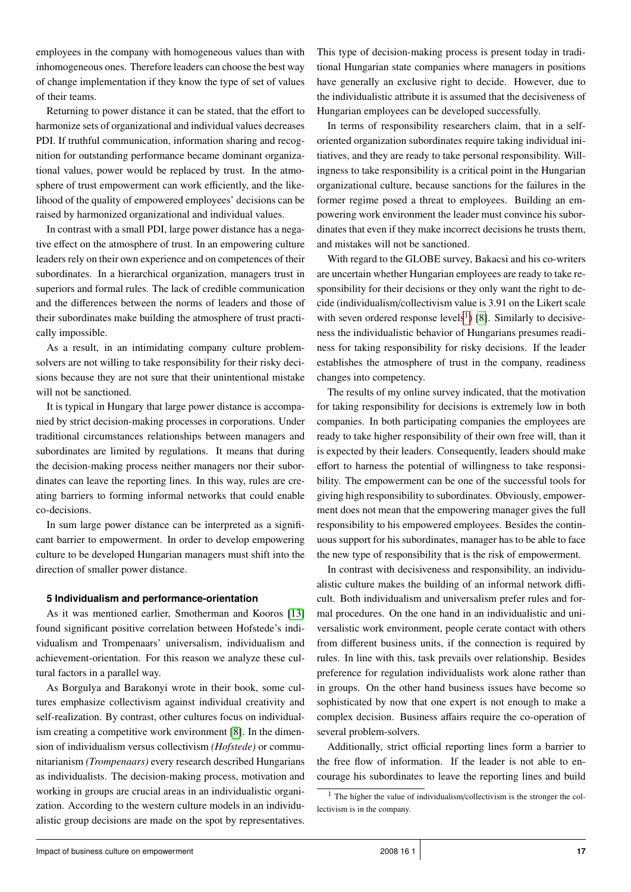employees in the company with homogeneous values than with inhomogeneous ones. Therefore leaders can choose the best way of change implementation if they know the type of set of values of their teams.

Returning to power distance it can be stated, that the effort to harmonize sets of organizational and individual values decreases PDI. If truthful communication, information sharing and recognition for outstanding performance became dominant organizational values, power would be replaced by trust. In the atmosphere of trust empowerment can work efficiently, and the likelihood of the quality of empowered employees' decisions can be raised by harmonized organizational and individual values.

In contrast with a small PDI, large power distance has a negative effect on the atmosphere of trust. In an empowering culture leaders rely on their own experience and on competences of their subordinates. In a hierarchical organization, managers trust in superiors and formal rules. The lack of credible communication and the differences between the norms of leaders and those of their subordinates make building the atmosphere of trust practically impossible.

As a result, in an intimidating company culture problem-solvers are not willing to take responsibility for their risky decisions because they are not sure that their unintentional mistake will not be sanctioned.

It is typical in Hungary that large power distance is accompanied by strict decision-making processes in corporations. Under traditional circumstances relationships between managers and subordinates are limited by regulations. It means that during the decision-making process neither managers nor their subordinates can leave the reporting lines. In this way, rules are creating barriers to forming informal networks that could enable co-decisions.

In sum large power distance can be interpreted as a significant barrier to empowerment. In order to develop empowering culture to be developed Hungarian managers must shift into the direction of smaller power distance.

### 5 Individualism and performance-orientation

As it was mentioned earlier, Smotherman and Kooros [13] found significant positive correlation between Hofstede's individualism and Trompenaars' universalism, individualism and achievement-orientation. For this reason we analyze these cultural factors in a parallel way.

As Borgulya and Barakonyi wrote in their book, some cultures emphasize collectivism against individual creativity and self-realization. By contrast, other cultures focus on individualism creating a competitive work environment [8]. In the dimension of individualism versus collectivism *(Hofstede)* or communitarianism *(Trompenaars)* every research described Hungarians as individualists. The decision-making process, motivation and working in groups are crucial areas in an individualistic organization. According to the western culture models in an individualistic group decisions are made on the spot by representatives. This type of decision-making process is present today in traditional Hungarian state companies where managers in positions have generally an exclusive right to decide. However, due to the individualistic attribute it is assumed that the decisiveness of Hungarian employees can be developed successfully.

In terms of responsibility researchers claim, that in a self-oriented organization subordinates require taking individual initiatives, and they are ready to take personal responsibility. Willingness to take responsibility is a critical point in the Hungarian organizational culture, because sanctions for the failures in the former regime posed a threat to employees. Building an empowering work environment the leader must convince his subordinates that even if they make incorrect decisions he trusts them, and mistakes will not be sanctioned.

With regard to the GLOBE survey, Bakacsi and his co-writers are uncertain whether Hungarian employees are ready to take responsibility for their decisions or they only want the right to decide (individualism/collectivism value is 3.91 on the Likert scale with seven ordered response levels[1]) [8]. Similarly to decisiveness the individualistic behavior of Hungarians presumes readiness for taking responsibility for risky decisions. If the leader establishes the atmosphere of trust in the company, readiness changes into competency.

The results of my online survey indicated, that the motivation for taking responsibility for decisions is extremely low in both companies. In both participating companies the employees are ready to take higher responsibility of their own free will, than it is expected by their leaders. Consequently, leaders should make effort to harness the potential of willingness to take responsibility. The empowerment can be one of the successful tools for giving high responsibility to subordinates. Obviously, empowerment does not mean that the empowering manager gives the full responsibility to his empowered employees. Besides the continuous support for his subordinates, manager has to be able to face the new type of responsibility that is the risk of empowerment.

In contrast with decisiveness and responsibility, an individualistic culture makes the building of an informal network difficult. Both individualism and universalism prefer rules and formal procedures. On the one hand in an individualistic and universalistic work environment, people cerate contact with others from different business units, if the connection is required by rules. In line with this, task prevails over relationship. Besides preference for regulation individualists work alone rather than in groups. On the other hand business issues have become so sophisticated by now that one expert is not enough to make a complex decision. Business affairs require the co-operation of several problem-solvers.

Additionally, strict official reporting lines form a barrier to the free flow of information. If the leader is not able to encourage his subordinates to leave the reporting lines and build

[1] The higher the value of individualism/collectivism is the stronger the collectivism is in the company.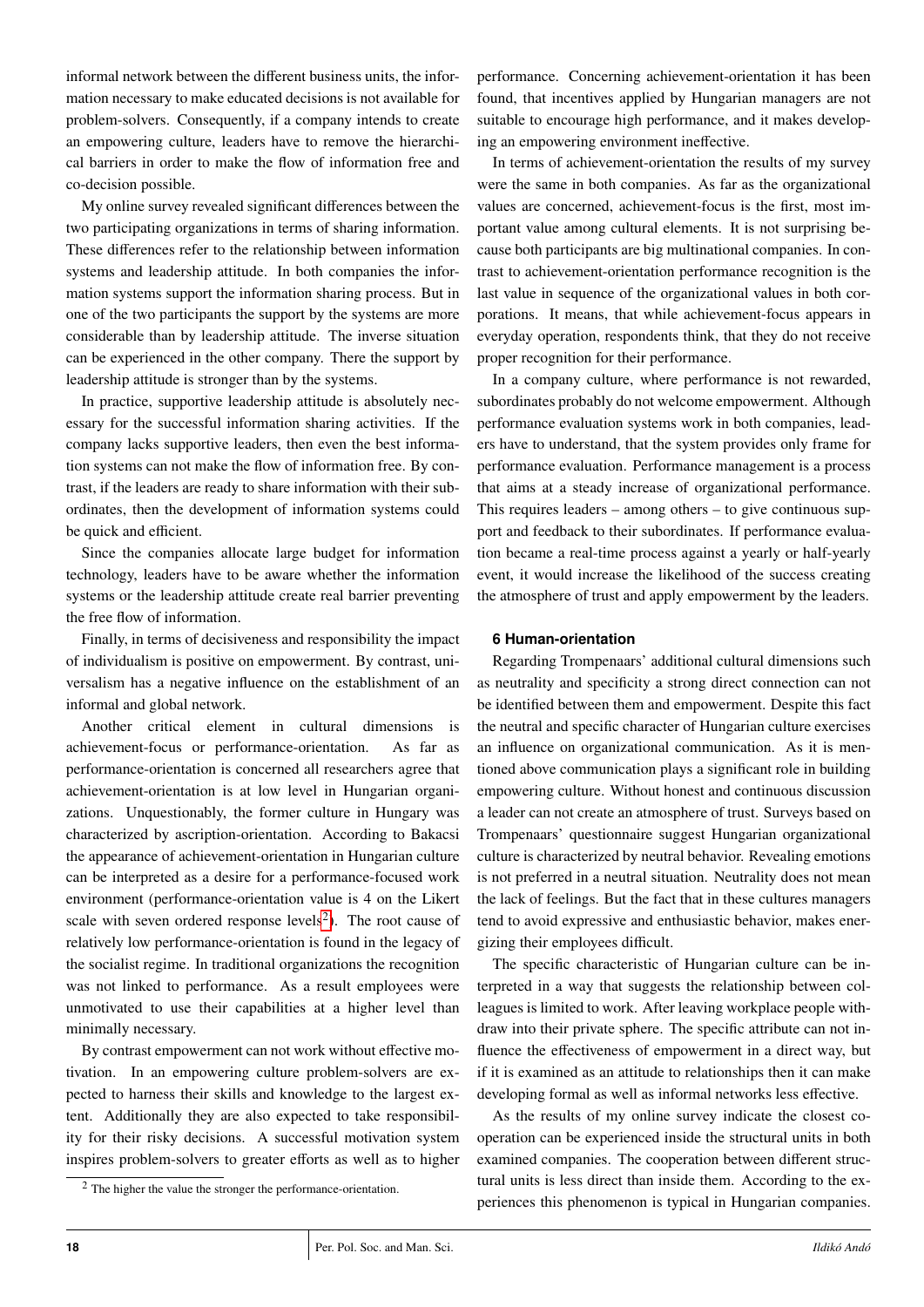informal network between the different business units, the information necessary to make educated decisions is not available for problem-solvers. Consequently, if a company intends to create an empowering culture, leaders have to remove the hierarchical barriers in order to make the flow of information free and co-decision possible.

My online survey revealed significant differences between the two participating organizations in terms of sharing information. These differences refer to the relationship between information systems and leadership attitude. In both companies the information systems support the information sharing process. But in one of the two participants the support by the systems are more considerable than by leadership attitude. The inverse situation can be experienced in the other company. There the support by leadership attitude is stronger than by the systems.

In practice, supportive leadership attitude is absolutely necessary for the successful information sharing activities. If the company lacks supportive leaders, then even the best information systems can not make the flow of information free. By contrast, if the leaders are ready to share information with their subordinates, then the development of information systems could be quick and efficient.

Since the companies allocate large budget for information technology, leaders have to be aware whether the information systems or the leadership attitude create real barrier preventing the free flow of information.

Finally, in terms of decisiveness and responsibility the impact of individualism is positive on empowerment. By contrast, universalism has a negative influence on the establishment of an informal and global network.

Another critical element in cultural dimensions is achievement-focus or performance-orientation. As far as performance-orientation is concerned all researchers agree that achievement-orientation is at low level in Hungarian organizations. Unquestionably, the former culture in Hungary was characterized by ascription-orientation. According to Bakacsi the appearance of achievement-orientation in Hungarian culture can be interpreted as a desire for a performance-focused work environment (performance-orientation value is 4 on the Likert scale with seven ordered response levels[2]). The root cause of relatively low performance-orientation is found in the legacy of the socialist regime. In traditional organizations the recognition was not linked to performance. As a result employees were unmotivated to use their capabilities at a higher level than minimally necessary.

By contrast empowerment can not work without effective motivation. In an empowering culture problem-solvers are expected to harness their skills and knowledge to the largest extent. Additionally they are also expected to take responsibility for their risky decisions. A successful motivation system inspires problem-solvers to greater efforts as well as to higher performance. Concerning achievement-orientation it has been found, that incentives applied by Hungarian managers are not suitable to encourage high performance, and it makes developing an empowering environment ineffective.

In terms of achievement-orientation the results of my survey were the same in both companies. As far as the organizational values are concerned, achievement-focus is the first, most important value among cultural elements. It is not surprising because both participants are big multinational companies. In contrast to achievement-orientation performance recognition is the last value in sequence of the organizational values in both corporations. It means, that while achievement-focus appears in everyday operation, respondents think, that they do not receive proper recognition for their performance.

In a company culture, where performance is not rewarded, subordinates probably do not welcome empowerment. Although performance evaluation systems work in both companies, leaders have to understand, that the system provides only frame for performance evaluation. Performance management is a process that aims at a steady increase of organizational performance. This requires leaders – among others – to give continuous support and feedback to their subordinates. If performance evaluation became a real-time process against a yearly or half-yearly event, it would increase the likelihood of the success creating the atmosphere of trust and apply empowerment by the leaders.

### 6 Human-orientation

Regarding Trompenaars' additional cultural dimensions such as neutrality and specificity a strong direct connection can not be identified between them and empowerment. Despite this fact the neutral and specific character of Hungarian culture exercises an influence on organizational communication. As it is mentioned above communication plays a significant role in building empowering culture. Without honest and continuous discussion a leader can not create an atmosphere of trust. Surveys based on Trompenaars' questionnaire suggest Hungarian organizational culture is characterized by neutral behavior. Revealing emotions is not preferred in a neutral situation. Neutrality does not mean the lack of feelings. But the fact that in these cultures managers tend to avoid expressive and enthusiastic behavior, makes energizing their employees difficult.

The specific characteristic of Hungarian culture can be interpreted in a way that suggests the relationship between colleagues is limited to work. After leaving workplace people withdraw into their private sphere. The specific attribute can not influence the effectiveness of empowerment in a direct way, but if it is examined as an attitude to relationships then it can make developing formal as well as informal networks less effective.

As the results of my online survey indicate the closest cooperation can be experienced inside the structural units in both examined companies. The cooperation between different structural units is less direct than inside them. According to the experiences this phenomenon is typical in Hungarian companies.

[2] The higher the value the stronger the performance-orientation.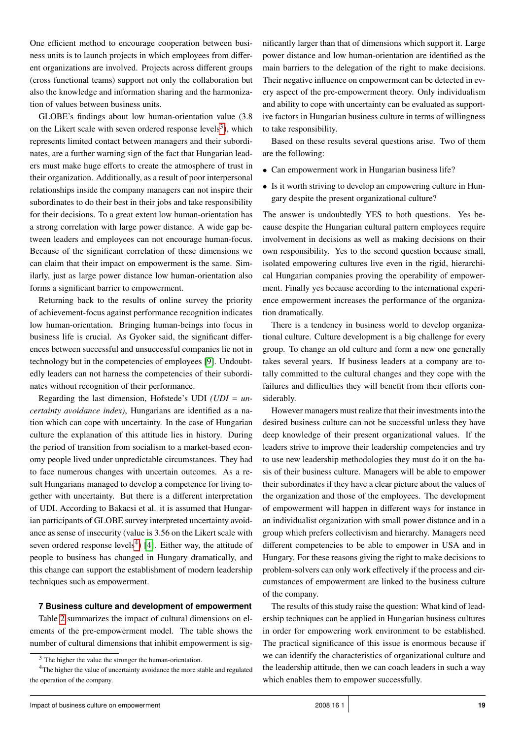One efficient method to encourage cooperation between business units is to launch projects in which employees from different organizations are involved. Projects across different groups (cross functional teams) support not only the collaboration but also the knowledge and information sharing and the harmonization of values between business units.

GLOBE's findings about low human-orientation value (3.8 on the Likert scale with seven ordered response levels[3]), which represents limited contact between managers and their subordinates, are a further warning sign of the fact that Hungarian leaders must make huge efforts to create the atmosphere of trust in their organization. Additionally, as a result of poor interpersonal relationships inside the company managers can not inspire their subordinates to do their best in their jobs and take responsibility for their decisions. To a great extent low human-orientation has a strong correlation with large power distance. A wide gap between leaders and employees can not encourage human-focus. Because of the significant correlation of these dimensions we can claim that their impact on empowerment is the same. Similarly, just as large power distance low human-orientation also forms a significant barrier to empowerment.

Returning back to the results of online survey the priority of achievement-focus against performance recognition indicates low human-orientation. Bringing human-beings into focus in business life is crucial. As Gyoker said, the significant differences between successful and unsuccessful companies lie not in technology but in the competencies of employees [9]. Undoubtedly leaders can not harness the competencies of their subordinates without recognition of their performance.

Regarding the last dimension, Hofstede's UDI *(UDI = uncertainty avoidance index)*, Hungarians are identified as a nation which can cope with uncertainty. In the case of Hungarian culture the explanation of this attitude lies in history. During the period of transition from socialism to a market-based economy people lived under unpredictable circumstances. They had to face numerous changes with uncertain outcomes. As a result Hungarians managed to develop a competence for living together with uncertainty. But there is a different interpretation of UDI. According to Bakacsi et al. it is assumed that Hungarian participants of GLOBE survey interpreted uncertainty avoidance as sense of insecurity (value is 3.56 on the Likert scale with seven ordered response levels[4]) [4]. Either way, the attitude of people to business has changed in Hungary dramatically, and this change can support the establishment of modern leadership techniques such as empowerment.

## 7 Business culture and development of empowerment

Table 2 summarizes the impact of cultural dimensions on elements of the pre-empowerment model. The table shows the number of cultural dimensions that inhibit empowerment is significantly larger than that of dimensions which support it. Large power distance and low human-orientation are identified as the main barriers to the delegation of the right to make decisions. Their negative influence on empowerment can be detected in every aspect of the pre-empowerment theory. Only individualism and ability to cope with uncertainty can be evaluated as supportive factors in Hungarian business culture in terms of willingness to take responsibility.

Based on these results several questions arise. Two of them are the following:

- Can empowerment work in Hungarian business life?
- Is it worth striving to develop an empowering culture in Hungary despite the present organizational culture?

The answer is undoubtedly YES to both questions. Yes because despite the Hungarian cultural pattern employees require involvement in decisions as well as making decisions on their own responsibility. Yes to the second question because small, isolated empowering cultures live even in the rigid, hierarchical Hungarian companies proving the operability of empowerment. Finally yes because according to the international experience empowerment increases the performance of the organization dramatically.

There is a tendency in business world to develop organizational culture. Culture development is a big challenge for every group. To change an old culture and form a new one generally takes several years. If business leaders at a company are totally committed to the cultural changes and they cope with the failures and difficulties they will benefit from their efforts considerably.

However managers must realize that their investments into the desired business culture can not be successful unless they have deep knowledge of their present organizational values. If the leaders strive to improve their leadership competencies and try to use new leadership methodologies they must do it on the basis of their business culture. Managers will be able to empower their subordinates if they have a clear picture about the values of the organization and those of the employees. The development of empowerment will happen in different ways for instance in an individualist organization with small power distance and in a group which prefers collectivism and hierarchy. Managers need different competencies to be able to empower in USA and in Hungary. For these reasons giving the right to make decisions to problem-solvers can only work effectively if the process and circumstances of empowerment are linked to the business culture of the company.

The results of this study raise the question: What kind of leadership techniques can be applied in Hungarian business cultures in order for empowering work environment to be established. The practical significance of this issue is enormous because if we can identify the characteristics of organizational culture and the leadership attitude, then we can coach leaders in such a way which enables them to empower successfully.

[3] The higher the value the stronger the human-orientation.

[4] The higher the value of uncertainty avoidance the more stable and regulated the operation of the company.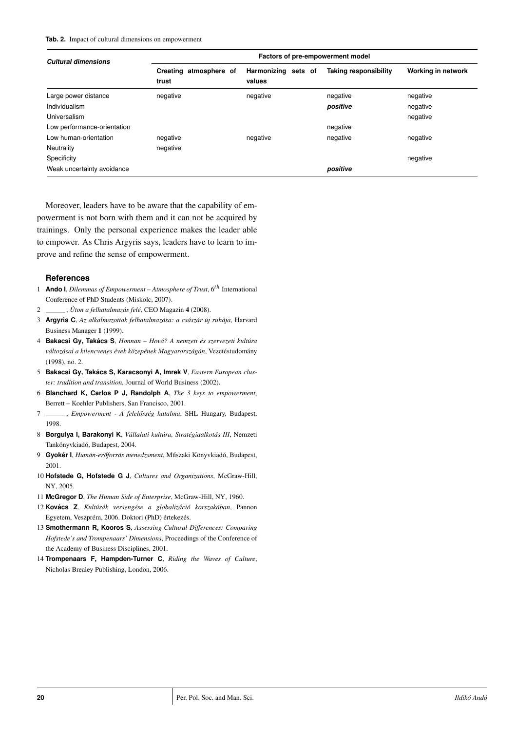**Tab. 2.** Impact of cultural dimensions on empowerment

| *Cultural dimensions* | Factors of pre-empowerment model | | | |
|---|---|---|---|---|
| | Creating atmosphere of trust | Harmonizing sets of values | Taking responsibility | Working in network |
| Large power distance | negative | negative | negative | negative |
| Individualism | | | ***positive*** | negative |
| Universalism | | | | negative |
| Low performance-orientation | | | negative | |
| Low human-orientation | negative | negative | negative | negative |
| Neutrality | negative | | | |
| Specificity | | | | negative |
| Weak uncertainty avoidance | | | ***positive*** | |

Moreover, leaders have to be aware that the capability of empowerment is not born with them and it can not be acquired by trainings. Only the personal experience makes the leader able to empower. As Chris Argyris says, leaders have to learn to improve and refine the sense of empowerment.

## References

1. **Ando I**, *Dilemmas of Empowerment – Atmosphere of Trust*, $6^{th}$ International Conference of PhD Students (Miskolc, 2007).
2. ______, *Úton a felhatalmazás felé*, CEO Magazin **4** (2008).
3. **Argyris C**, *Az alkalmazottak felhatalmazása: a császár új ruhája*, Harvard Business Manager **1** (1999).
4. **Bakacsi Gy, Takács S**, *Honnan – Hová? A nemzeti és szervezeti kultúra változásai a kilencvenes évek közepének Magyarországán*, Vezetéstudomány (1998), no. 2.
5. **Bakacsi Gy, Takács S, Karacsonyi A, Imrek V**, *Eastern European cluster: tradition and transition*, Journal of World Business (2002).
6. **Blanchard K, Carlos P J, Randolph A**, *The 3 keys to empowerment*, Berrett – Koehler Publishers, San Francisco, 2001.
7. ______, *Empowerment - A felelősség hatalma*, SHL Hungary, Budapest, 1998.
8. **Borgulya I, Barakonyi K**, *Vállalati kultúra, Stratégiaalkotás III*, Nemzeti Tankönyvkiadó, Budapest, 2004.
9. **Gyokér I**, *Humán-erőforrás menedzsment*, Műszaki Könyvkiadó, Budapest, 2001.
10. **Hofstede G, Hofstede G J**, *Cultures and Organizations*, McGraw-Hill, NY, 2005.
11. **McGregor D**, *The Human Side of Enterprise*, McGraw-Hill, NY, 1960.
12. **Kovács Z**, *Kultúrák versengése a globalizáció korszakában*, Pannon Egyetem, Veszprém, 2006. Doktori (PhD) értekezés.
13. **Smothermann R, Kooros S**, *Assessing Cultural Differences: Comparing Hofstede's and Trompenaars' Dimensions*, Proceedings of the Conference of the Academy of Business Disciplines, 2001.
14. **Trompenaars F, Hampden-Turner C**, *Riding the Waves of Culture*, Nicholas Brealey Publishing, London, 2006.